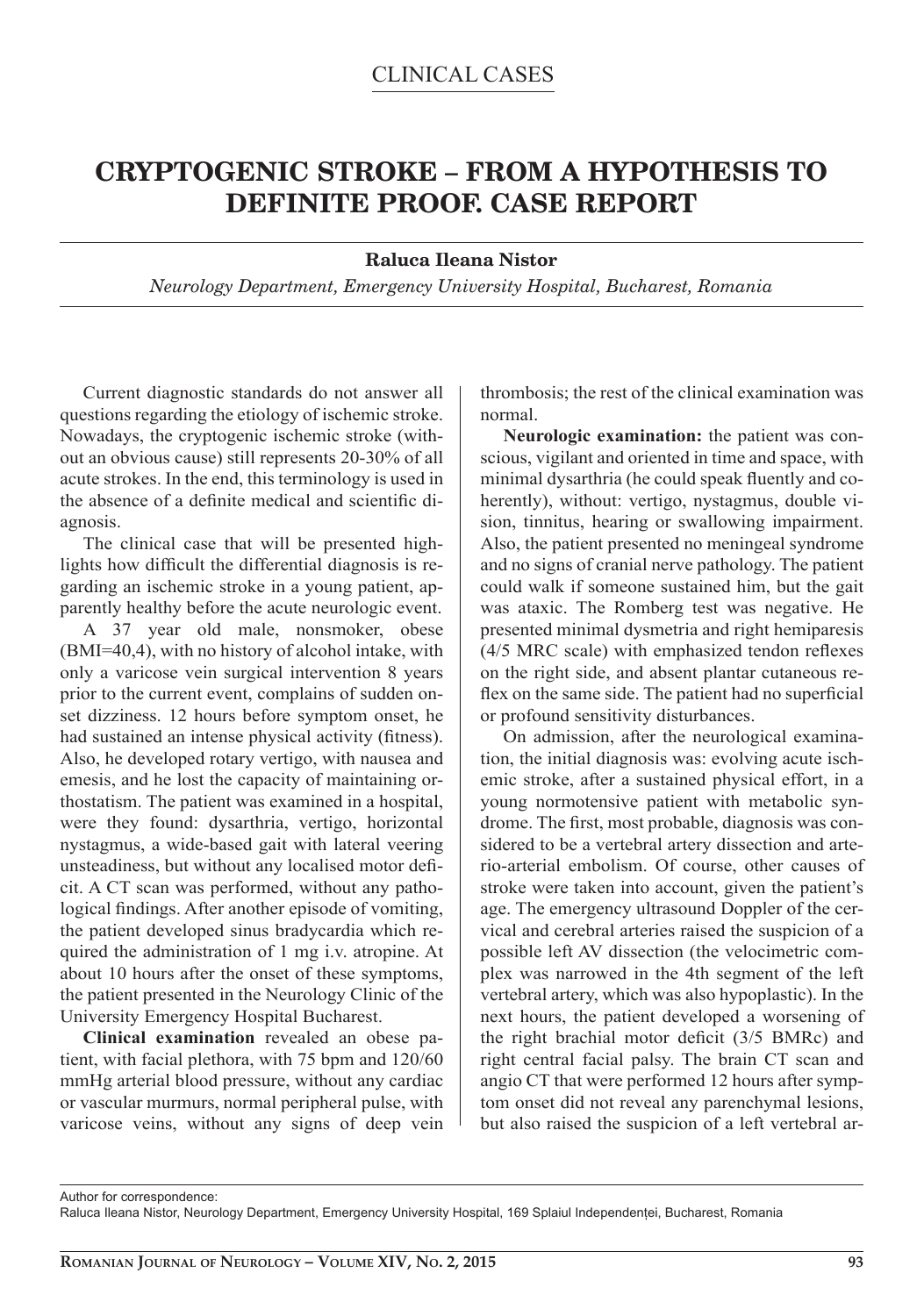CLINICAL CASES

# CRYPTOGENIC STROKE – FROM A HYPOTHESIS TO DEFINITE PROOF. CASE REPORT

**Raluca Ileana Nistor**

*Neurology Department, Emergency University Hospital, Bucharest, Romania*

Current diagnostic standards do not answer all questions regarding the etiology of ischemic stroke. Nowadays, the cryptogenic ischemic stroke (without an obvious cause) still represents 20-30% of all acute strokes. In the end, this terminology is used in the absence of a definite medical and scientific diagnosis.

The clinical case that will be presented highlights how difficult the differential diagnosis is regarding an ischemic stroke in a young patient, apparently healthy before the acute neurologic event.

A 37 year old male, nonsmoker, obese (BMI=40,4), with no history of alcohol intake, with only a varicose vein surgical intervention 8 years prior to the current event, complains of sudden onset dizziness. 12 hours before symptom onset, he had sustained an intense physical activity (fitness). Also, he developed rotary vertigo, with nausea and emesis, and he lost the capacity of maintaining orthostatism. The patient was examined in a hospital, were they found: dysarthria, vertigo, horizontal nystagmus, a wide-based gait with lateral veering unsteadiness, but without any localised motor deficit. A CT scan was performed, without any pathological findings. After another episode of vomiting, the patient developed sinus bradycardia which required the administration of 1 mg i.v. atropine. At about 10 hours after the onset of these symptoms, the patient presented in the Neurology Clinic of the University Emergency Hospital Bucharest.

**Clinical examination** revealed an obese patient, with facial plethora, with 75 bpm and 120/60 mmHg arterial blood pressure, without any cardiac or vascular murmurs, normal peripheral pulse, with varicose veins, without any signs of deep vein thrombosis; the rest of the clinical examination was normal.

**Neurologic examination:** the patient was conscious, vigilant and oriented in time and space, with minimal dysarthria (he could speak fluently and coherently), without: vertigo, nystagmus, double vision, tinnitus, hearing or swallowing impairment. Also, the patient presented no meningeal syndrome and no signs of cranial nerve pathology. The patient could walk if someone sustained him, but the gait was ataxic. The Romberg test was negative. He presented minimal dysmetria and right hemiparesis (4/5 MRC scale) with emphasized tendon reflexes on the right side, and absent plantar cutaneous reflex on the same side. The patient had no superficial or profound sensitivity disturbances.

On admission, after the neurological examination, the initial diagnosis was: evolving acute ischemic stroke, after a sustained physical effort, in a young normotensive patient with metabolic syndrome. The first, most probable, diagnosis was considered to be a vertebral artery dissection and arterio-arterial embolism. Of course, other causes of stroke were taken into account, given the patient's age. The emergency ultrasound Doppler of the cervical and cerebral arteries raised the suspicion of a possible left AV dissection (the velocimetric complex was narrowed in the 4th segment of the left vertebral artery, which was also hypoplastic). In the next hours, the patient developed a worsening of the right brachial motor deficit (3/5 BMRc) and right central facial palsy. The brain CT scan and angio CT that were performed 12 hours after symptom onset did not reveal any parenchymal lesions, but also raised the suspicion of a left vertebral ar-

Author for correspondence:
Raluca Ileana Nistor, Neurology Department, Emergency University Hospital, 169 Splaiul Independenței, Bucharest, Romania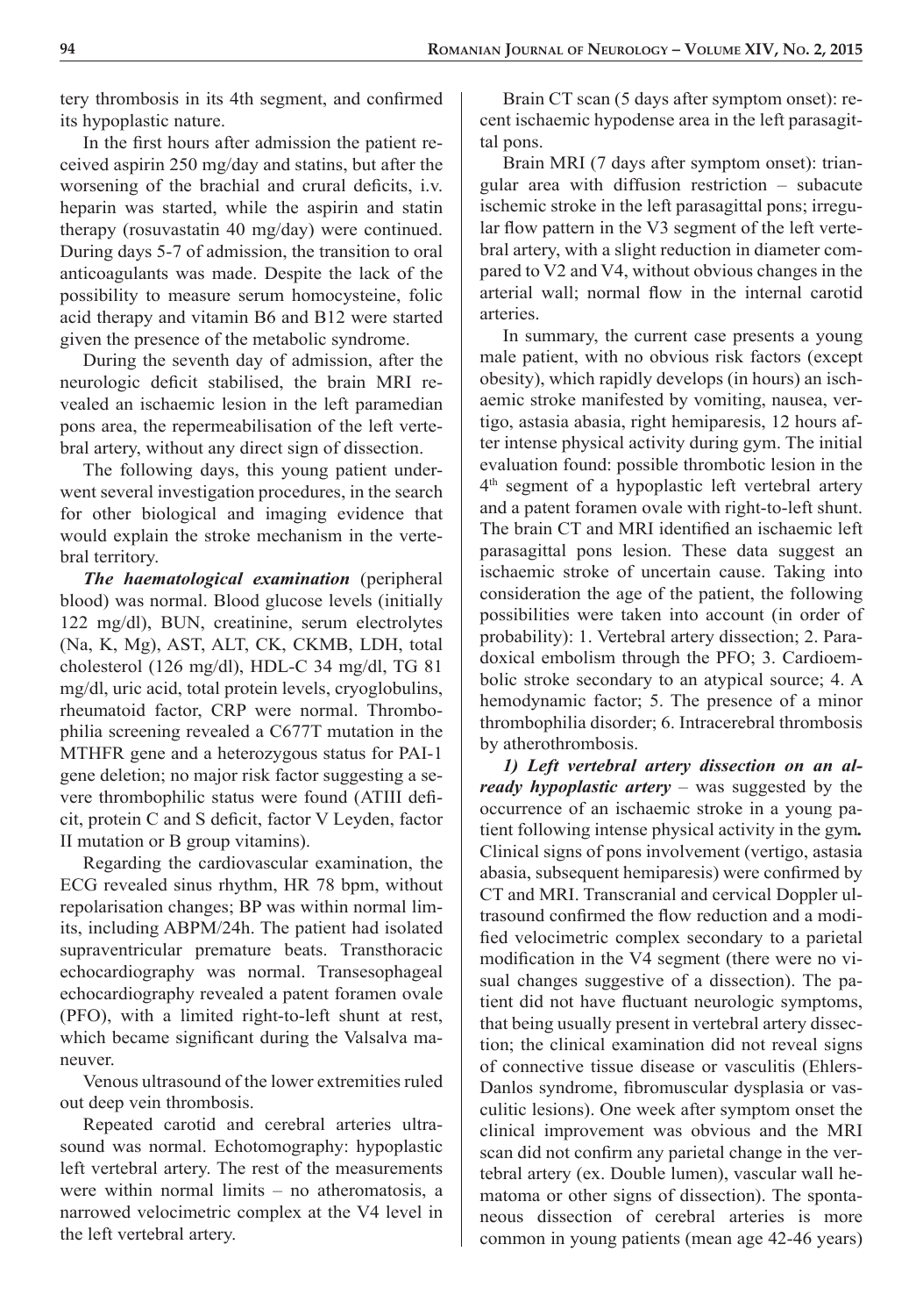tery thrombosis in its 4th segment, and confirmed its hypoplastic nature.

In the first hours after admission the patient received aspirin 250 mg/day and statins, but after the worsening of the brachial and crural deficits, i.v. heparin was started, while the aspirin and statin therapy (rosuvastatin 40 mg/day) were continued. During days 5-7 of admission, the transition to oral anticoagulants was made. Despite the lack of the possibility to measure serum homocysteine, folic acid therapy and vitamin B6 and B12 were started given the presence of the metabolic syndrome.

During the seventh day of admission, after the neurologic deficit stabilised, the brain MRI revealed an ischaemic lesion in the left paramedian pons area, the repermeabilisation of the left vertebral artery, without any direct sign of dissection.

The following days, this young patient underwent several investigation procedures, in the search for other biological and imaging evidence that would explain the stroke mechanism in the vertebral territory.

***The haematological examination*** (peripheral blood) was normal. Blood glucose levels (initially 122 mg/dl), BUN, creatinine, serum electrolytes (Na, K, Mg), AST, ALT, CK, CKMB, LDH, total cholesterol (126 mg/dl), HDL-C 34 mg/dl, TG 81 mg/dl, uric acid, total protein levels, cryoglobulins, rheumatoid factor, CRP were normal. Thrombophilia screening revealed a C677T mutation in the MTHFR gene and a heterozygous status for PAI-1 gene deletion; no major risk factor suggesting a severe thrombophilic status were found (ATIII deficit, protein C and S deficit, factor V Leyden, factor II mutation or B group vitamins).

Regarding the cardiovascular examination, the ECG revealed sinus rhythm, HR 78 bpm, without repolarisation changes; BP was within normal limits, including ABPM/24h. The patient had isolated supraventricular premature beats. Transthoracic echocardiography was normal. Transesophageal echocardiography revealed a patent foramen ovale (PFO), with a limited right-to-left shunt at rest, which became significant during the Valsalva maneuver.

Venous ultrasound of the lower extremities ruled out deep vein thrombosis.

Repeated carotid and cerebral arteries ultrasound was normal. Echotomography: hypoplastic left vertebral artery. The rest of the measurements were within normal limits – no atheromatosis, a narrowed velocimetric complex at the V4 level in the left vertebral artery.

Brain CT scan (5 days after symptom onset): recent ischaemic hypodense area in the left parasagittal pons.

Brain MRI (7 days after symptom onset): triangular area with diffusion restriction – subacute ischemic stroke in the left parasagittal pons; irregular flow pattern in the V3 segment of the left vertebral artery, with a slight reduction in diameter compared to V2 and V4, without obvious changes in the arterial wall; normal flow in the internal carotid arteries.

In summary, the current case presents a young male patient, with no obvious risk factors (except obesity), which rapidly develops (in hours) an ischaemic stroke manifested by vomiting, nausea, vertigo, astasia abasia, right hemiparesis, 12 hours after intense physical activity during gym. The initial evaluation found: possible thrombotic lesion in the 4th segment of a hypoplastic left vertebral artery and a patent foramen ovale with right-to-left shunt. The brain CT and MRI identified an ischaemic left parasagittal pons lesion. These data suggest an ischaemic stroke of uncertain cause. Taking into consideration the age of the patient, the following possibilities were taken into account (in order of probability): 1. Vertebral artery dissection; 2. Paradoxical embolism through the PFO; 3. Cardioembolic stroke secondary to an atypical source; 4. A hemodynamic factor; 5. The presence of a minor thrombophilia disorder; 6. Intracerebral thrombosis by atherothrombosis.

***1) Left vertebral artery dissection on an already hypoplastic artery*** – was suggested by the occurrence of an ischaemic stroke in a young patient following intense physical activity in the gym***.*** Clinical signs of pons involvement (vertigo, astasia abasia, subsequent hemiparesis) were confirmed by CT and MRI. Transcranial and cervical Doppler ultrasound confirmed the flow reduction and a modified velocimetric complex secondary to a parietal modification in the V4 segment (there were no visual changes suggestive of a dissection). The patient did not have fluctuant neurologic symptoms, that being usually present in vertebral artery dissection; the clinical examination did not reveal signs of connective tissue disease or vasculitis (Ehlers-Danlos syndrome, fibromuscular dysplasia or vasculitic lesions). One week after symptom onset the clinical improvement was obvious and the MRI scan did not confirm any parietal change in the vertebral artery (ex. Double lumen), vascular wall hematoma or other signs of dissection). The spontaneous dissection of cerebral arteries is more common in young patients (mean age 42-46 years)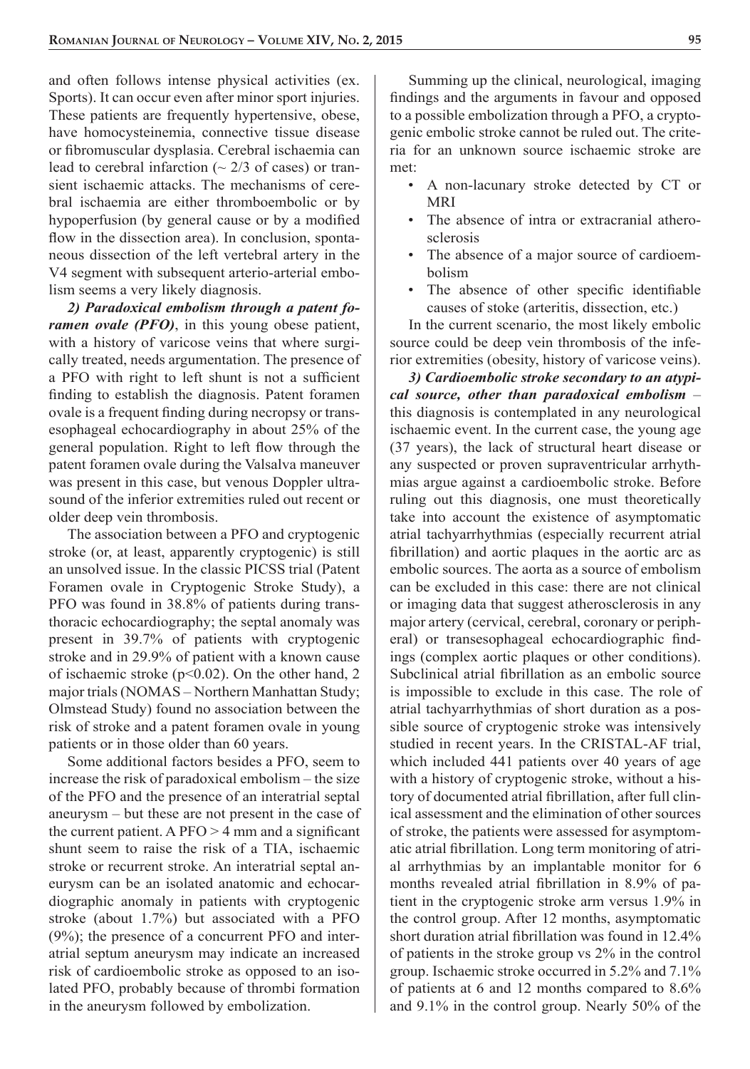and often follows intense physical activities (ex. Sports). It can occur even after minor sport injuries. These patients are frequently hypertensive, obese, have homocysteinemia, connective tissue disease or fibromuscular dysplasia. Cerebral ischaemia can lead to cerebral infarction (~ 2/3 of cases) or transient ischaemic attacks. The mechanisms of cerebral ischaemia are either thromboembolic or by hypoperfusion (by general cause or by a modified flow in the dissection area). In conclusion, spontaneous dissection of the left vertebral artery in the V4 segment with subsequent arterio-arterial embolism seems a very likely diagnosis.

***2) Paradoxical embolism through a patent foramen ovale (PFO)***, in this young obese patient, with a history of varicose veins that where surgically treated, needs argumentation. The presence of a PFO with right to left shunt is not a sufficient finding to establish the diagnosis. Patent foramen ovale is a frequent finding during necropsy or transesophageal echocardiography in about 25% of the general population. Right to left flow through the patent foramen ovale during the Valsalva maneuver was present in this case, but venous Doppler ultrasound of the inferior extremities ruled out recent or older deep vein thrombosis.

The association between a PFO and cryptogenic stroke (or, at least, apparently cryptogenic) is still an unsolved issue. In the classic PICSS trial (Patent Foramen ovale in Cryptogenic Stroke Study), a PFO was found in 38.8% of patients during transthoracic echocardiography; the septal anomaly was present in 39.7% of patients with cryptogenic stroke and in 29.9% of patient with a known cause of ischaemic stroke ($p<0.02$). On the other hand, 2 major trials (NOMAS – Northern Manhattan Study; Olmstead Study) found no association between the risk of stroke and a patent foramen ovale in young patients or in those older than 60 years.

Some additional factors besides a PFO, seem to increase the risk of paradoxical embolism – the size of the PFO and the presence of an interatrial septal aneurysm – but these are not present in the case of the current patient. A PFO > 4 mm and a significant shunt seem to raise the risk of a TIA, ischaemic stroke or recurrent stroke. An interatrial septal aneurysm can be an isolated anatomic and echocardiographic anomaly in patients with cryptogenic stroke (about 1.7%) but associated with a PFO (9%); the presence of a concurrent PFO and interatrial septum aneurysm may indicate an increased risk of cardioembolic stroke as opposed to an isolated PFO, probably because of thrombi formation in the aneurysm followed by embolization.

Summing up the clinical, neurological, imaging findings and the arguments in favour and opposed to a possible embolization through a PFO, a cryptogenic embolic stroke cannot be ruled out. The criteria for an unknown source ischaemic stroke are met:

- A non-lacunary stroke detected by CT or MRI
- The absence of intra or extracranial atherosclerosis
- The absence of a major source of cardioembolism
- The absence of other specific identifiable causes of stoke (arteritis, dissection, etc.)

In the current scenario, the most likely embolic source could be deep vein thrombosis of the inferior extremities (obesity, history of varicose veins).

***3) Cardioembolic stroke secondary to an atypical source, other than paradoxical embolism*** – this diagnosis is contemplated in any neurological ischaemic event. In the current case, the young age (37 years), the lack of structural heart disease or any suspected or proven supraventricular arrhythmias argue against a cardioembolic stroke. Before ruling out this diagnosis, one must theoretically take into account the existence of asymptomatic atrial tachyarrhythmias (especially recurrent atrial fibrillation) and aortic plaques in the aortic arc as embolic sources. The aorta as a source of embolism can be excluded in this case: there are not clinical or imaging data that suggest atherosclerosis in any major artery (cervical, cerebral, coronary or peripheral) or transesophageal echocardiographic findings (complex aortic plaques or other conditions). Subclinical atrial fibrillation as an embolic source is impossible to exclude in this case. The role of atrial tachyarrhythmias of short duration as a possible source of cryptogenic stroke was intensively studied in recent years. In the CRISTAL-AF trial, which included 441 patients over 40 years of age with a history of cryptogenic stroke, without a history of documented atrial fibrillation, after full clinical assessment and the elimination of other sources of stroke, the patients were assessed for asymptomatic atrial fibrillation. Long term monitoring of atrial arrhythmias by an implantable monitor for 6 months revealed atrial fibrillation in 8.9% of patient in the cryptogenic stroke arm versus 1.9% in the control group. After 12 months, asymptomatic short duration atrial fibrillation was found in 12.4% of patients in the stroke group vs 2% in the control group. Ischaemic stroke occurred in 5.2% and 7.1% of patients at 6 and 12 months compared to 8.6% and 9.1% in the control group. Nearly 50% of the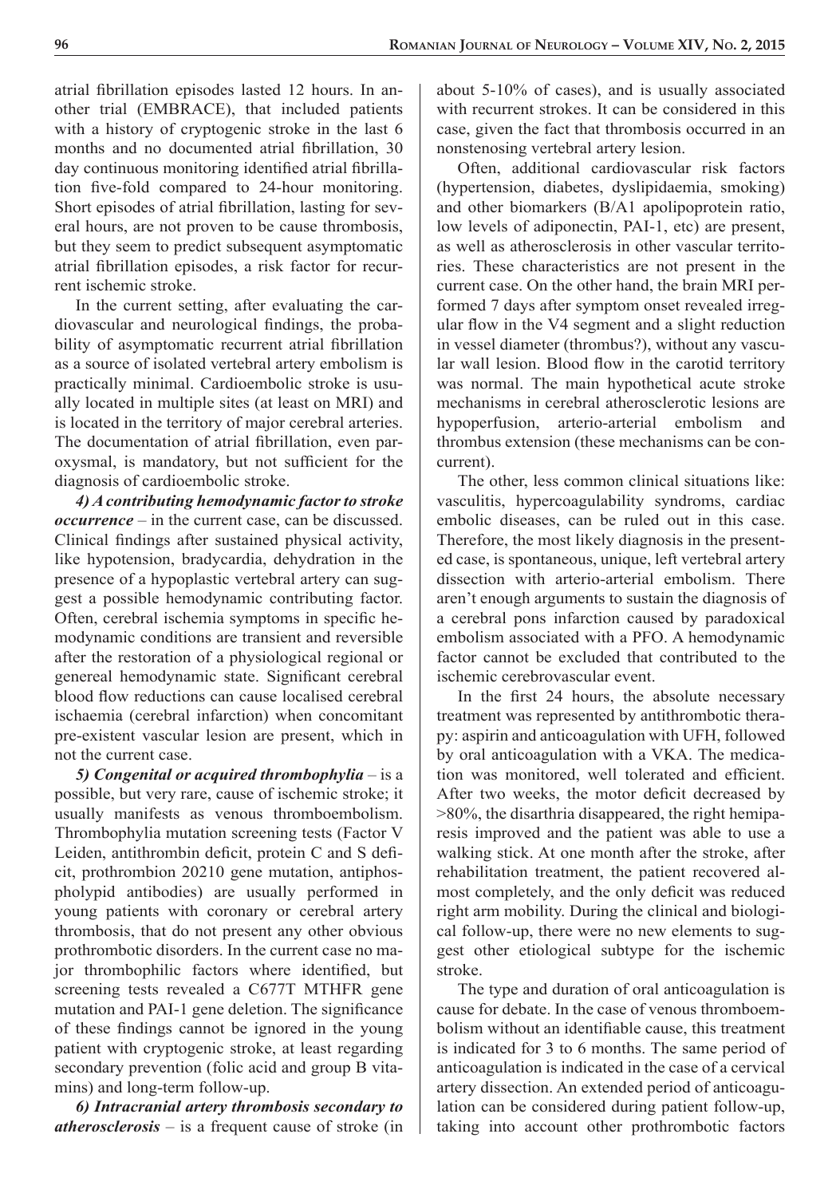atrial fibrillation episodes lasted 12 hours. In another trial (EMBRACE), that included patients with a history of cryptogenic stroke in the last 6 months and no documented atrial fibrillation, 30 day continuous monitoring identified atrial fibrillation five-fold compared to 24-hour monitoring. Short episodes of atrial fibrillation, lasting for several hours, are not proven to be cause thrombosis, but they seem to predict subsequent asymptomatic atrial fibrillation episodes, a risk factor for recurrent ischemic stroke.

In the current setting, after evaluating the cardiovascular and neurological findings, the probability of asymptomatic recurrent atrial fibrillation as a source of isolated vertebral artery embolism is practically minimal. Cardioembolic stroke is usually located in multiple sites (at least on MRI) and is located in the territory of major cerebral arteries. The documentation of atrial fibrillation, even paroxysmal, is mandatory, but not sufficient for the diagnosis of cardioembolic stroke.

***4) A contributing hemodynamic factor to stroke occurrence*** – in the current case, can be discussed. Clinical findings after sustained physical activity, like hypotension, bradycardia, dehydration in the presence of a hypoplastic vertebral artery can suggest a possible hemodynamic contributing factor. Often, cerebral ischemia symptoms in specific hemodynamic conditions are transient and reversible after the restoration of a physiological regional or genereal hemodynamic state. Significant cerebral blood flow reductions can cause localised cerebral ischaemia (cerebral infarction) when concomitant pre-existent vascular lesion are present, which in not the current case.

***5) Congenital or acquired thrombophylia*** – is a possible, but very rare, cause of ischemic stroke; it usually manifests as venous thromboembolism. Thrombophylia mutation screening tests (Factor V Leiden, antithrombin deficit, protein C and S deficit, prothrombion 20210 gene mutation, antiphospholypid antibodies) are usually performed in young patients with coronary or cerebral artery thrombosis, that do not present any other obvious prothrombotic disorders. In the current case no major thrombophilic factors where identified, but screening tests revealed a C677T MTHFR gene mutation and PAI-1 gene deletion. The significance of these findings cannot be ignored in the young patient with cryptogenic stroke, at least regarding secondary prevention (folic acid and group B vitamins) and long-term follow-up.

***6) Intracranial artery thrombosis secondary to atherosclerosis*** – is a frequent cause of stroke (in about 5-10% of cases), and is usually associated with recurrent strokes. It can be considered in this case, given the fact that thrombosis occurred in an nonstenosing vertebral artery lesion.

Often, additional cardiovascular risk factors (hypertension, diabetes, dyslipidaemia, smoking) and other biomarkers (B/A1 apolipoprotein ratio, low levels of adiponectin, PAI-1, etc) are present, as well as atherosclerosis in other vascular territories. These characteristics are not present in the current case. On the other hand, the brain MRI performed 7 days after symptom onset revealed irregular flow in the V4 segment and a slight reduction in vessel diameter (thrombus?), without any vascular wall lesion. Blood flow in the carotid territory was normal. The main hypothetical acute stroke mechanisms in cerebral atherosclerotic lesions are hypoperfusion, arterio-arterial embolism and thrombus extension (these mechanisms can be concurrent).

The other, less common clinical situations like: vasculitis, hypercoagulability syndroms, cardiac embolic diseases, can be ruled out in this case. Therefore, the most likely diagnosis in the presented case, is spontaneous, unique, left vertebral artery dissection with arterio-arterial embolism. There aren't enough arguments to sustain the diagnosis of a cerebral pons infarction caused by paradoxical embolism associated with a PFO. A hemodynamic factor cannot be excluded that contributed to the ischemic cerebrovascular event.

In the first 24 hours, the absolute necessary treatment was represented by antithrombotic therapy: aspirin and anticoagulation with UFH, followed by oral anticoagulation with a VKA. The medication was monitored, well tolerated and efficient. After two weeks, the motor deficit decreased by >80%, the disarthria disappeared, the right hemiparesis improved and the patient was able to use a walking stick. At one month after the stroke, after rehabilitation treatment, the patient recovered almost completely, and the only deficit was reduced right arm mobility. During the clinical and biological follow-up, there were no new elements to suggest other etiological subtype for the ischemic stroke.

The type and duration of oral anticoagulation is cause for debate. In the case of venous thromboembolism without an identifiable cause, this treatment is indicated for 3 to 6 months. The same period of anticoagulation is indicated in the case of a cervical artery dissection. An extended period of anticoagulation can be considered during patient follow-up, taking into account other prothrombotic factors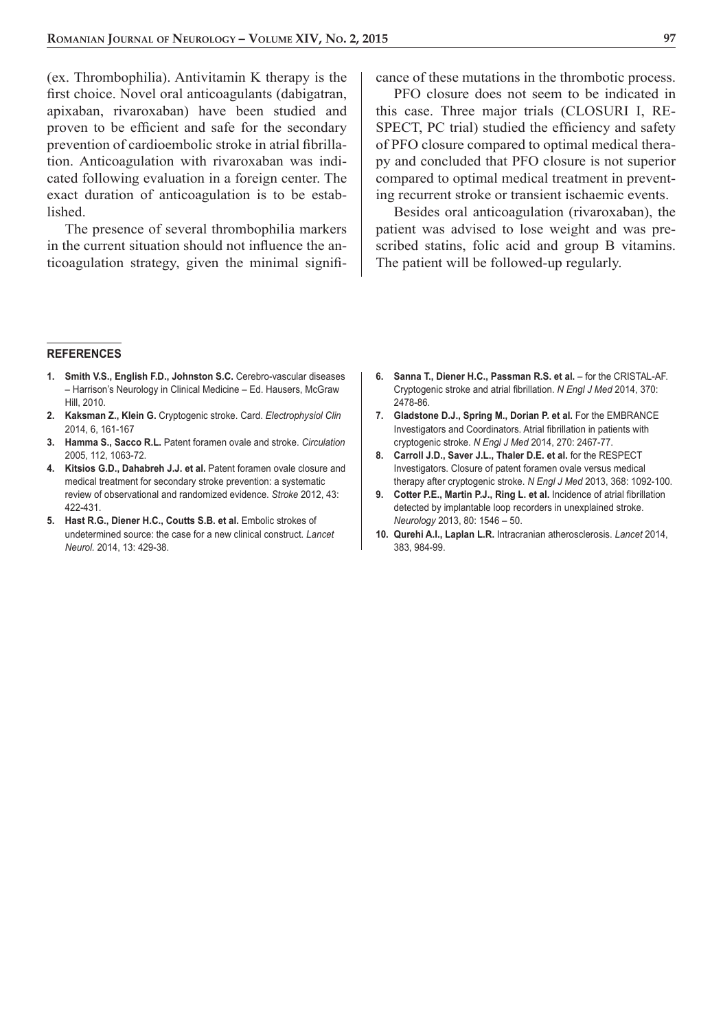(ex. Thrombophilia). Antivitamin K therapy is the first choice. Novel oral anticoagulants (dabigatran, apixaban, rivaroxaban) have been studied and proven to be efficient and safe for the secondary prevention of cardioembolic stroke in atrial fibrillation. Anticoagulation with rivaroxaban was indicated following evaluation in a foreign center. The exact duration of anticoagulation is to be established.

The presence of several thrombophilia markers in the current situation should not influence the anticoagulation strategy, given the minimal significance of these mutations in the thrombotic process.

PFO closure does not seem to be indicated in this case. Three major trials (CLOSURI I, RESPECT, PC trial) studied the efficiency and safety of PFO closure compared to optimal medical therapy and concluded that PFO closure is not superior compared to optimal medical treatment in preventing recurrent stroke or transient ischaemic events.

Besides oral anticoagulation (rivaroxaban), the patient was advised to lose weight and was prescribed statins, folic acid and group B vitamins. The patient will be followed-up regularly.

## REFERENCES

1. **Smith V.S., English F.D., Johnston S.C.** Cerebro-vascular diseases – Harrison's Neurology in Clinical Medicine – Ed. Hausers, McGraw Hill, 2010.
2. **Kaksman Z., Klein G.** Cryptogenic stroke. Card. *Electrophysiol Clin* 2014, 6, 161-167
3. **Hamma S., Sacco R.L.** Patent foramen ovale and stroke. *Circulation* 2005, 112, 1063-72.
4. **Kitsios G.D., Dahabreh J.J. et al.** Patent foramen ovale closure and medical treatment for secondary stroke prevention: a systematic review of observational and randomized evidence. *Stroke* 2012, 43: 422-431.
5. **Hast R.G., Diener H.C., Coutts S.B. et al.** Embolic strokes of undetermined source: the case for a new clinical construct. *Lancet Neurol.* 2014, 13: 429-38.
6. **Sanna T., Diener H.C., Passman R.S. et al.** – for the CRISTAL-AF. Cryptogenic stroke and atrial fibrillation. *N Engl J Med* 2014, 370: 2478-86.
7. **Gladstone D.J., Spring M., Dorian P. et al.** For the EMBRANCE Investigators and Coordinators. Atrial fibrillation in patients with cryptogenic stroke. *N Engl J Med* 2014, 270: 2467-77.
8. **Carroll J.D., Saver J.L., Thaler D.E. et al.** for the RESPECT Investigators. Closure of patent foramen ovale versus medical therapy after cryptogenic stroke. *N Engl J Med* 2013, 368: 1092-100.
9. **Cotter P.E., Martin P.J., Ring L. et al.** Incidence of atrial fibrillation detected by implantable loop recorders in unexplained stroke. *Neurology* 2013, 80: 1546 – 50.
10. **Qurehi A.I., Laplan L.R.** Intracranian atherosclerosis. *Lancet* 2014, 383, 984-99.